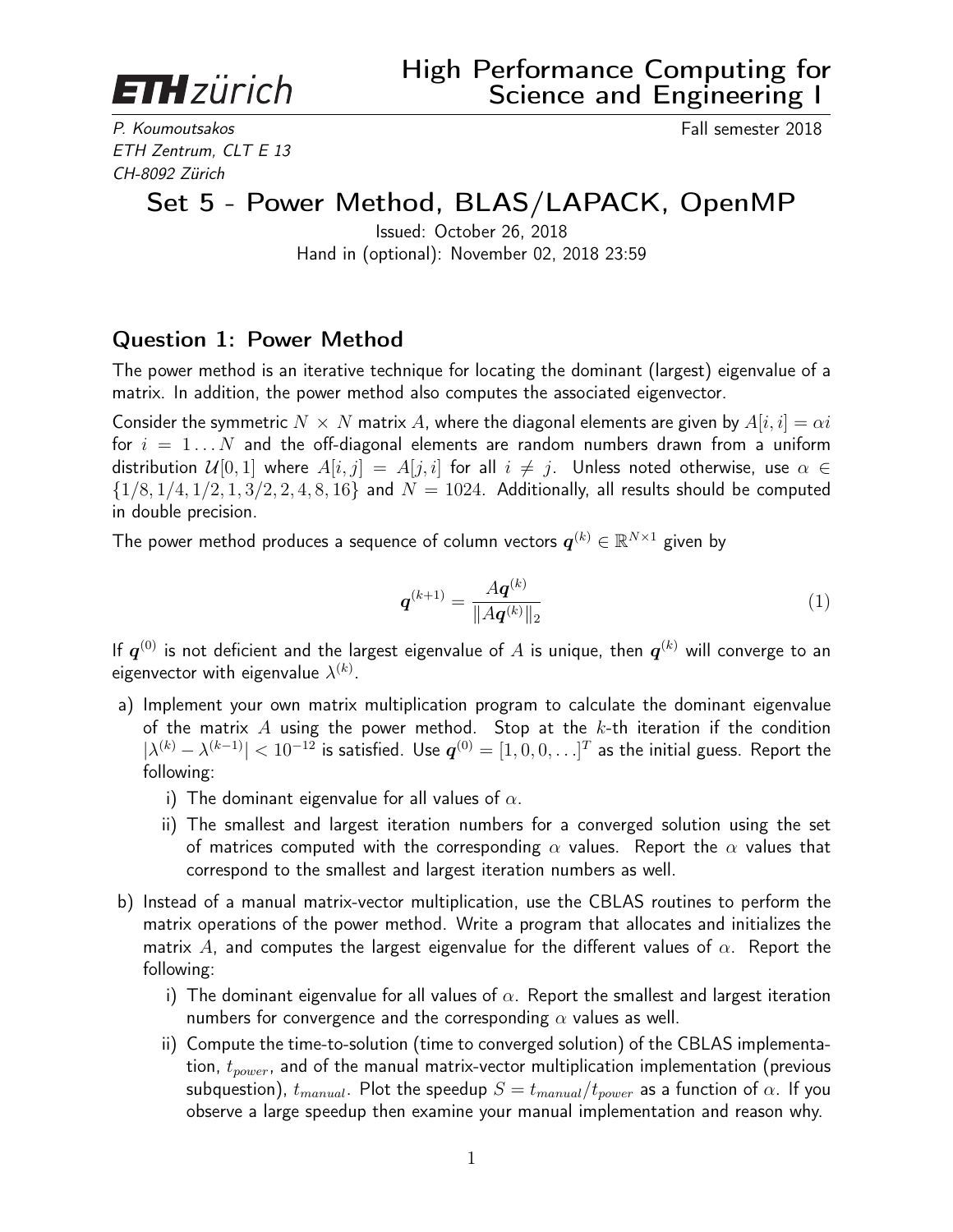**ETH zürich**

# High Performance Computing for Science and Engineering I

*P. Koumoutsakos*
*ETH Zentrum, CLT E 13*
*CH-8092 Zürich*

Fall semester 2018

## Set 5 - Power Method, BLAS/LAPACK, OpenMP

Issued: October 26, 2018
Hand in (optional): November 02, 2018 23:59

### Question 1: Power Method

The power method is an iterative technique for locating the dominant (largest) eigenvalue of a matrix. In addition, the power method also computes the associated eigenvector.

Consider the symmetric $N \times N$ matrix $A$, where the diagonal elements are given by $A[i,i] = \alpha i$ for $i = 1 \ldots N$ and the off-diagonal elements are random numbers drawn from a uniform distribution $\mathcal{U}[0,1]$ where $A[i,j] = A[j,i]$ for all $i \neq j$. Unless noted otherwise, use $\alpha \in \{1/8, 1/4, 1/2, 1, 3/2, 2, 4, 8, 16\}$ and $N = 1024$. Additionally, all results should be computed in double precision.

The power method produces a sequence of column vectors $\boldsymbol{q}^{(k)} \in \mathbb{R}^{N \times 1}$ given by

$$\boldsymbol{q}^{(k+1)} = \frac{A\boldsymbol{q}^{(k)}}{\|A\boldsymbol{q}^{(k)}\|_2} \tag{1}$$

If $\boldsymbol{q}^{(0)}$ is not deficient and the largest eigenvalue of $A$ is unique, then $\boldsymbol{q}^{(k)}$ will converge to an eigenvector with eigenvalue $\lambda^{(k)}$.

a) Implement your own matrix multiplication program to calculate the dominant eigenvalue of the matrix $A$ using the power method. Stop at the $k$-th iteration if the condition $|\lambda^{(k)} - \lambda^{(k-1)}| < 10^{-12}$ is satisfied. Use $\boldsymbol{q}^{(0)} = [1, 0, 0, \ldots]^T$ as the initial guess. Report the following:

   i) The dominant eigenvalue for all values of $\alpha$.

   ii) The smallest and largest iteration numbers for a converged solution using the set of matrices computed with the corresponding $\alpha$ values. Report the $\alpha$ values that correspond to the smallest and largest iteration numbers as well.

b) Instead of a manual matrix-vector multiplication, use the CBLAS routines to perform the matrix operations of the power method. Write a program that allocates and initializes the matrix $A$, and computes the largest eigenvalue for the different values of $\alpha$. Report the following:

   i) The dominant eigenvalue for all values of $\alpha$. Report the smallest and largest iteration numbers for convergence and the corresponding $\alpha$ values as well.

   ii) Compute the time-to-solution (time to converged solution) of the CBLAS implementation, $t_{power}$, and of the manual matrix-vector multiplication implementation (previous subquestion), $t_{manual}$. Plot the speedup $S = t_{manual}/t_{power}$ as a function of $\alpha$. If you observe a large speedup then examine your manual implementation and reason why.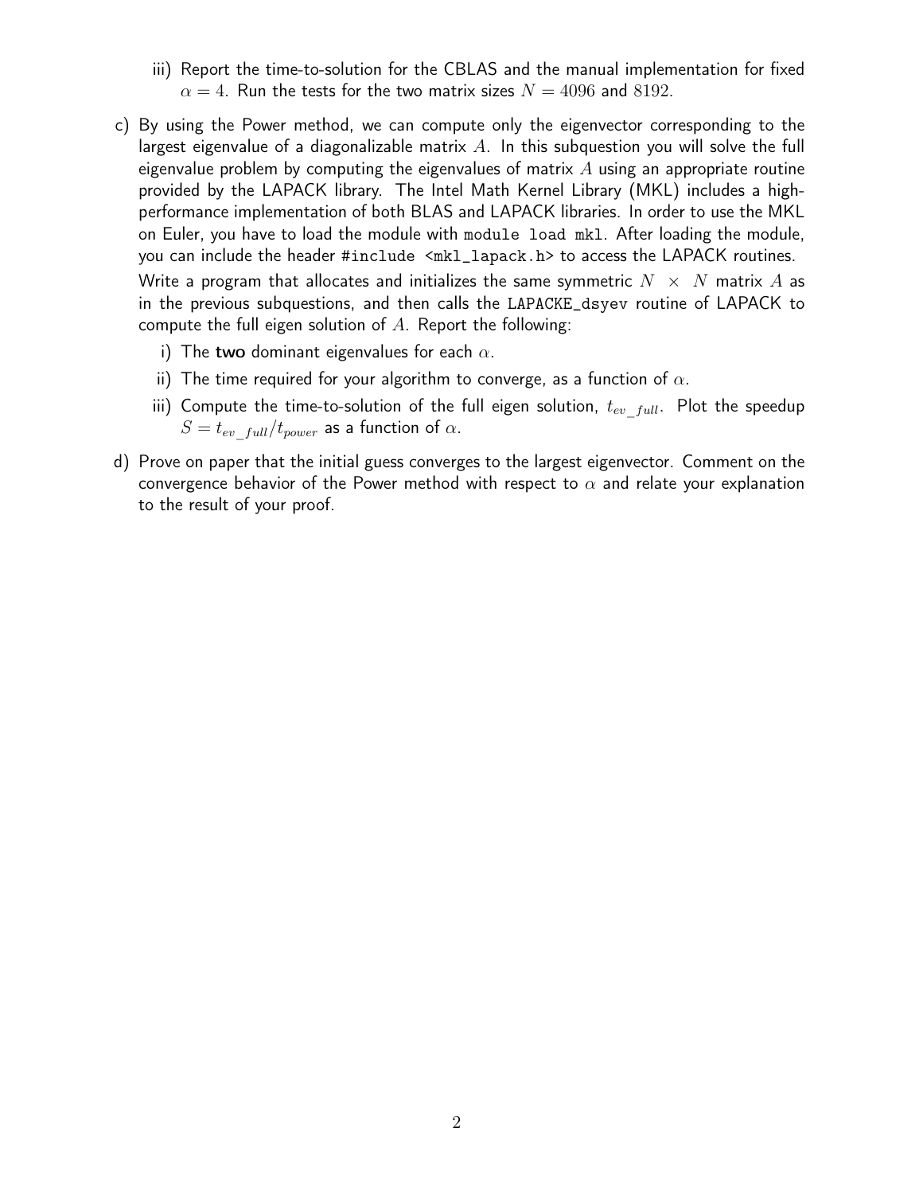iii) Report the time-to-solution for the CBLAS and the manual implementation for fixed $\alpha = 4$. Run the tests for the two matrix sizes $N = 4096$ and $8192$.

c) By using the Power method, we can compute only the eigenvector corresponding to the largest eigenvalue of a diagonalizable matrix $A$. In this subquestion you will solve the full eigenvalue problem by computing the eigenvalues of matrix $A$ using an appropriate routine provided by the LAPACK library. The Intel Math Kernel Library (MKL) includes a high-performance implementation of both BLAS and LAPACK libraries. In order to use the MKL on Euler, you have to load the module with `module load mkl`. After loading the module, you can include the header `#include <mkl_lapack.h>` to access the LAPACK routines.

   Write a program that allocates and initializes the same symmetric $N \times N$ matrix $A$ as in the previous subquestions, and then calls the `LAPACKE_dsyev` routine of LAPACK to compute the full eigen solution of $A$. Report the following:

   i) The **two** dominant eigenvalues for each $\alpha$.

   ii) The time required for your algorithm to converge, as a function of $\alpha$.

   iii) Compute the time-to-solution of the full eigen solution, $t_{ev\_full}$. Plot the speedup $S = t_{ev\_full}/t_{power}$ as a function of $\alpha$.

d) Prove on paper that the initial guess converges to the largest eigenvector. Comment on the convergence behavior of the Power method with respect to $\alpha$ and relate your explanation to the result of your proof.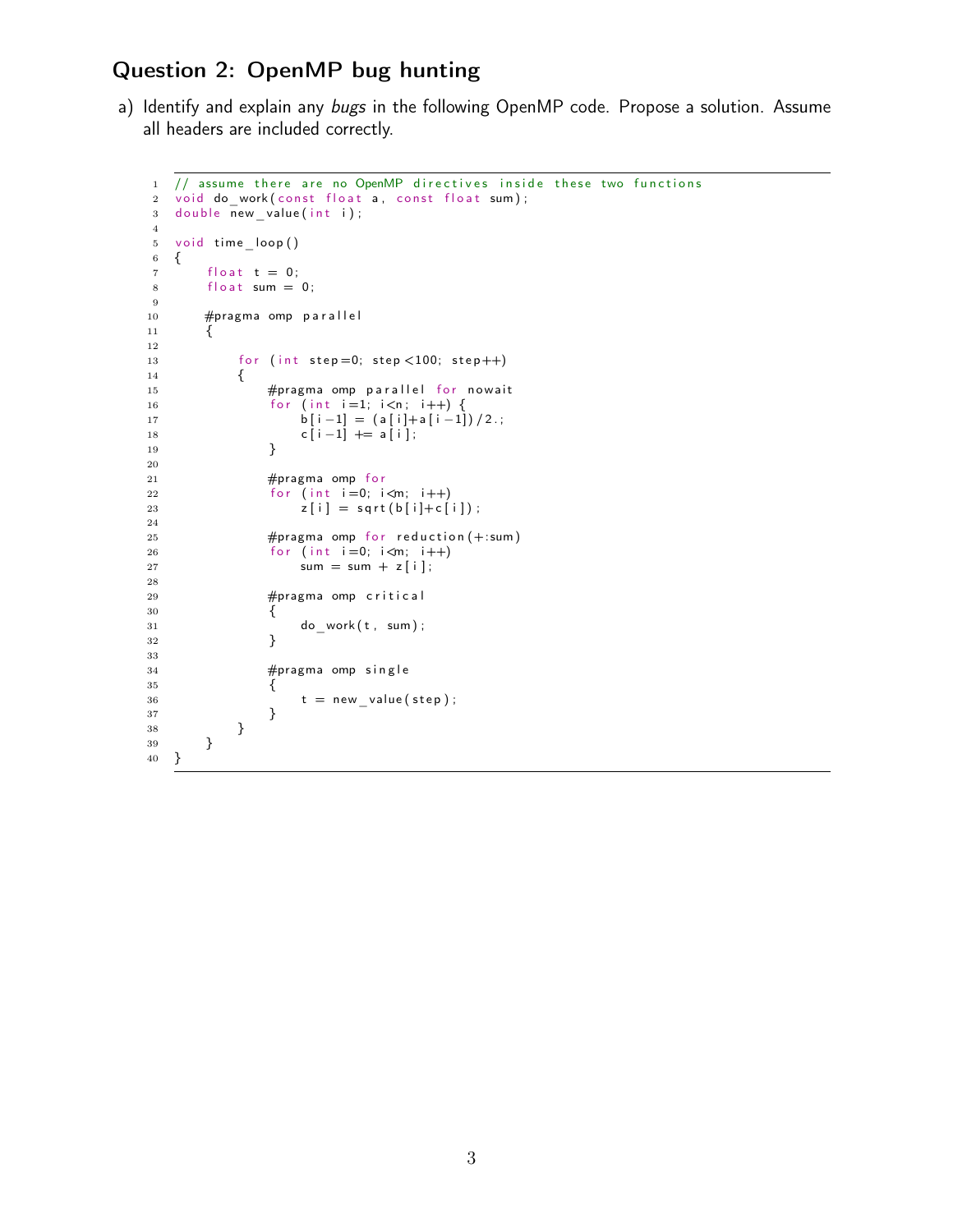## Question 2: OpenMP bug hunting

a) Identify and explain any *bugs* in the following OpenMP code. Propose a solution. Assume all headers are included correctly.

```c
// assume there are no OpenMP directives inside these two functions
void do_work(const float a, const float sum);
double new_value(int i);

void time_loop()
{
    float t = 0;
    float sum = 0;

    #pragma omp parallel
    {

        for (int step=0; step<100; step++)
        {
            #pragma omp parallel for nowait
            for (int i=1; i<n; i++) {
                b[i-1] = (a[i]+a[i-1])/2.;
                c[i-1] += a[i];
            }

            #pragma omp for
            for (int i=0; i<m; i++)
                z[i] = sqrt(b[i]+c[i]);

            #pragma omp for reduction(+:sum)
            for (int i=0; i<m; i++)
                sum = sum + z[i];

            #pragma omp critical
            {
                do_work(t, sum);
            }

            #pragma omp single
            {
                t = new_value(step);
            }
        }
    }
}
```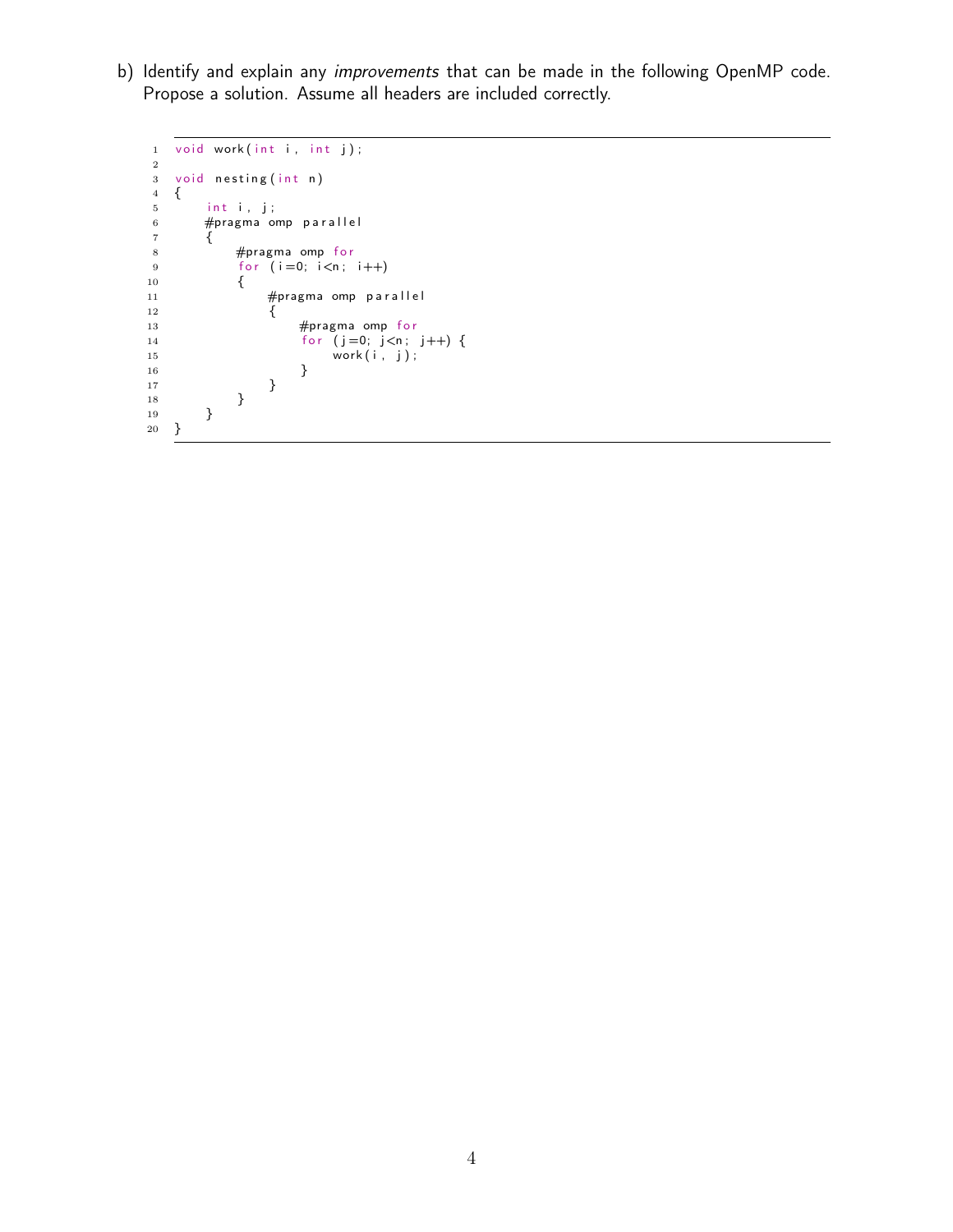b) Identify and explain any *improvements* that can be made in the following OpenMP code. Propose a solution. Assume all headers are included correctly.

```
void work(int i, int j);

void nesting(int n)
{
    int i, j;
    #pragma omp parallel
    {
        #pragma omp for
        for (i=0; i<n; i++)
        {
            #pragma omp parallel
            {
                #pragma omp for
                for (j=0; j<n; j++) {
                    work(i, j);
                }
            }
        }
    }
}
```